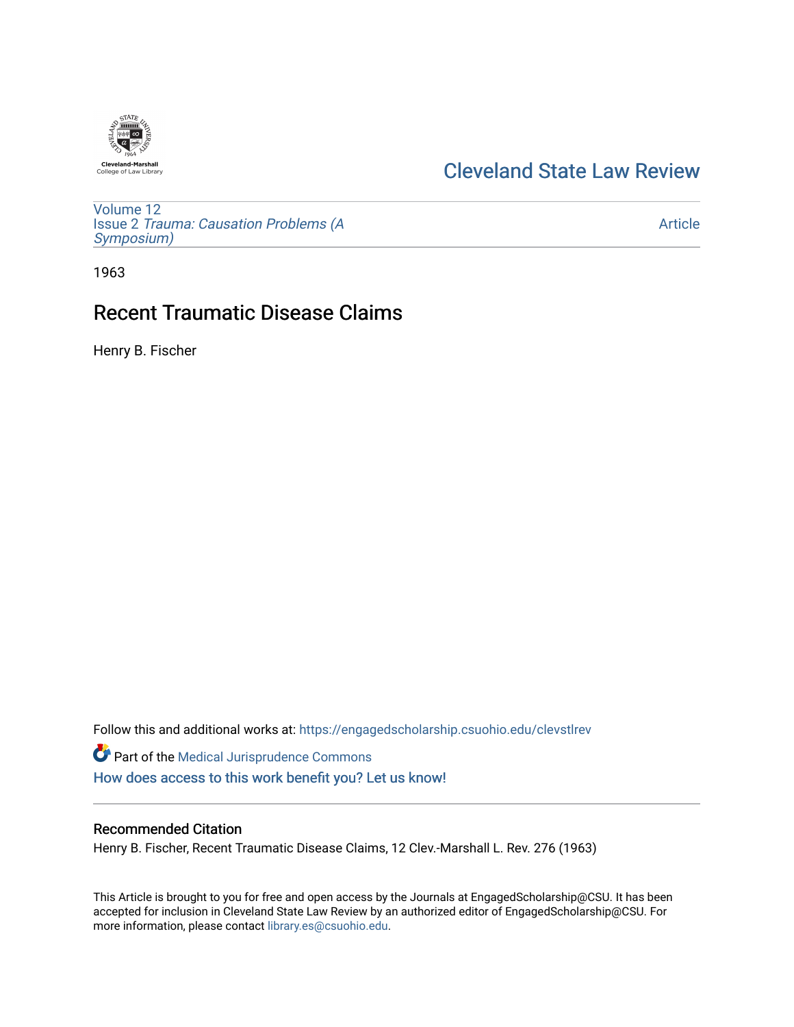Cleveland-Marshall College of Law Library

# Cleveland State Law Review

Volume 12
Issue 2 *Trauma: Causation Problems (A Symposium)*

Article

1963

## Recent Traumatic Disease Claims

Henry B. Fischer

Follow this and additional works at: https://engagedscholarship.csuohio.edu/clevstlrev

Part of the Medical Jurisprudence Commons

How does access to this work benefit you? Let us know!

### Recommended Citation

Henry B. Fischer, Recent Traumatic Disease Claims, 12 Clev.-Marshall L. Rev. 276 (1963)

This Article is brought to you for free and open access by the Journals at EngagedScholarship@CSU. It has been accepted for inclusion in Cleveland State Law Review by an authorized editor of EngagedScholarship@CSU. For more information, please contact library.es@csuohio.edu.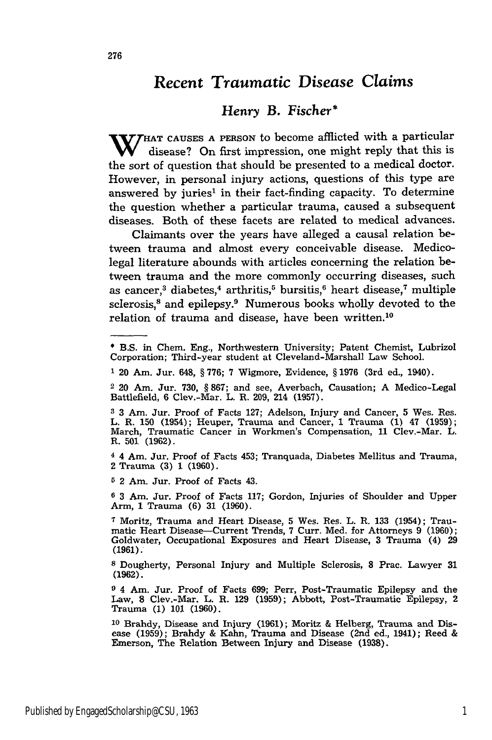# Recent Traumatic Disease Claims

## Henry B. Fischer*

WHAT CAUSES A PERSON to become afflicted with a particular disease? On first impression, one might reply that this is the sort of question that should be presented to a medical doctor. However, in personal injury actions, questions of this type are answered by juries[1] in their fact-finding capacity. To determine the question whether a particular trauma, caused a subsequent diseases. Both of these facets are related to medical advances.

Claimants over the years have alleged a causal relation between trauma and almost every conceivable disease. Medico-legal literature abounds with articles concerning the relation between trauma and the more commonly occurring diseases, such as cancer,[3] diabetes,[4] arthritis,[5] bursitis,[6] heart disease,[7] multiple sclerosis,[8] and epilepsy.[9] Numerous books wholly devoted to the relation of trauma and disease, have been written.[10]

---

* B.S. in Chem. Eng., Northwestern University; Patent Chemist, Lubrizol Corporation; Third-year student at Cleveland-Marshall Law School.

1 20 Am. Jur. 648, § 776; 7 Wigmore, Evidence, § 1976 (3rd ed., 1940).

2 20 Am. Jur. 730, § 867; and see, Averbach, Causation; A Medico-Legal Battlefield, 6 Clev.-Mar. L. R. 209, 214 (1957).

3 3 Am. Jur. Proof of Facts 127; Adelson, Injury and Cancer, 5 Wes. Res. L. R. 150 (1954); Heuper, Trauma and Cancer, 1 Trauma (1) 47 (1959); March, Traumatic Cancer in Workmen's Compensation, 11 Clev.-Mar. L. R. 501 (1962).

4 4 Am. Jur. Proof of Facts 453; Tranquada, Diabetes Mellitus and Trauma, 2 Trauma (3) 1 (1960).

5 2 Am. Jur. Proof of Facts 43.

6 3 Am. Jur. Proof of Facts 117; Gordon, Injuries of Shoulder and Upper Arm, 1 Trauma (6) 31 (1960).

7 Moritz, Trauma and Heart Disease, 5 Wes. Res. L. R. 133 (1954); Traumatic Heart Disease—Current Trends, 7 Curr. Med. for Attorneys 9 (1960); Goldwater, Occupational Exposures and Heart Disease, 3 Trauma (4) 29 (1961).

8 Dougherty, Personal Injury and Multiple Sclerosis, 8 Prac. Lawyer 31 (1962).

9 4 Am. Jur. Proof of Facts 699; Perr, Post-Traumatic Epilepsy and the Law, 8 Clev.-Mar. L. R. 129 (1959); Abbott, Post-Traumatic Epilepsy, 2 Trauma (1) 101 (1960).

10 Brahdy, Disease and Injury (1961); Moritz & Helberg, Trauma and Disease (1959); Brahdy & Kahn, Trauma and Disease (2nd ed., 1941); Reed & Emerson, The Relation Between Injury and Disease (1938).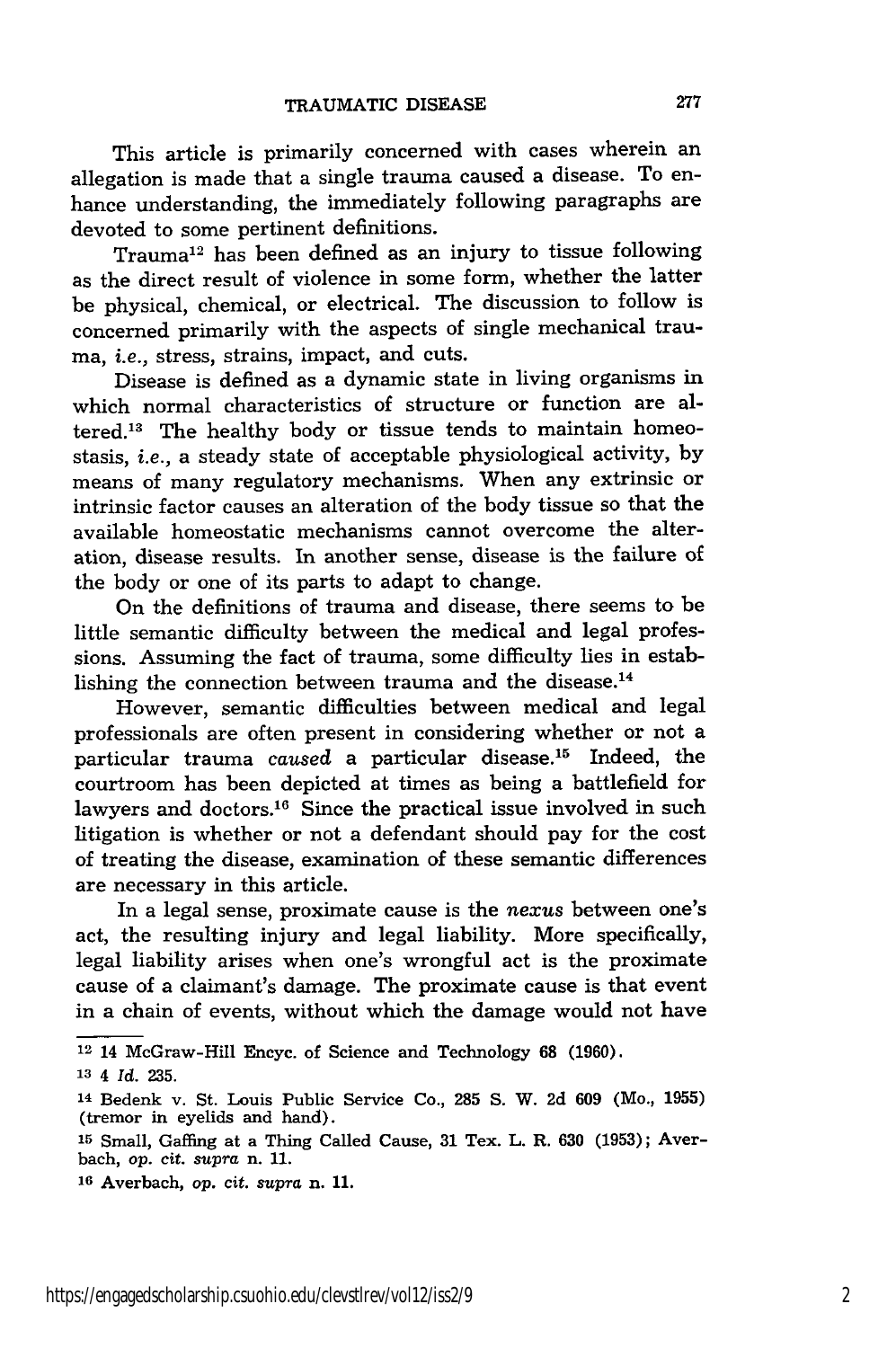This article is primarily concerned with cases wherein an allegation is made that a single trauma caused a disease. To enhance understanding, the immediately following paragraphs are devoted to some pertinent definitions.

Trauma[12] has been defined as an injury to tissue following as the direct result of violence in some form, whether the latter be physical, chemical, or electrical. The discussion to follow is concerned primarily with the aspects of single mechanical trauma, *i.e.*, stress, strains, impact, and cuts.

Disease is defined as a dynamic state in living organisms in which normal characteristics of structure or function are altered.[13] The healthy body or tissue tends to maintain homeostasis, *i.e.*, a steady state of acceptable physiological activity, by means of many regulatory mechanisms. When any extrinsic or intrinsic factor causes an alteration of the body tissue so that the available homeostatic mechanisms cannot overcome the alteration, disease results. In another sense, disease is the failure of the body or one of its parts to adapt to change.

On the definitions of trauma and disease, there seems to be little semantic difficulty between the medical and legal professions. Assuming the fact of trauma, some difficulty lies in establishing the connection between trauma and the disease.[14]

However, semantic difficulties between medical and legal professionals are often present in considering whether or not a particular trauma *caused* a particular disease.[15] Indeed, the courtroom has been depicted at times as being a battlefield for lawyers and doctors.[16] Since the practical issue involved in such litigation is whether or not a defendant should pay for the cost of treating the disease, examination of these semantic differences are necessary in this article.

In a legal sense, proximate cause is the *nexus* between one's act, the resulting injury and legal liability. More specifically, legal liability arises when one's wrongful act is the proximate cause of a claimant's damage. The proximate cause is that event in a chain of events, without which the damage would not have

---

[12] 14 McGraw-Hill Encyc. of Science and Technology 68 (1960).

[13] 4 *Id.* 235.

[14] Bedenk v. St. Louis Public Service Co., 285 S. W. 2d 609 (Mo., 1955) (tremor in eyelids and hand).

[15] Small, Gaffing at a Thing Called Cause, 31 Tex. L. R. 630 (1953); Averbach, *op. cit. supra* n. 11.

[16] Averbach, *op. cit. supra* n. 11.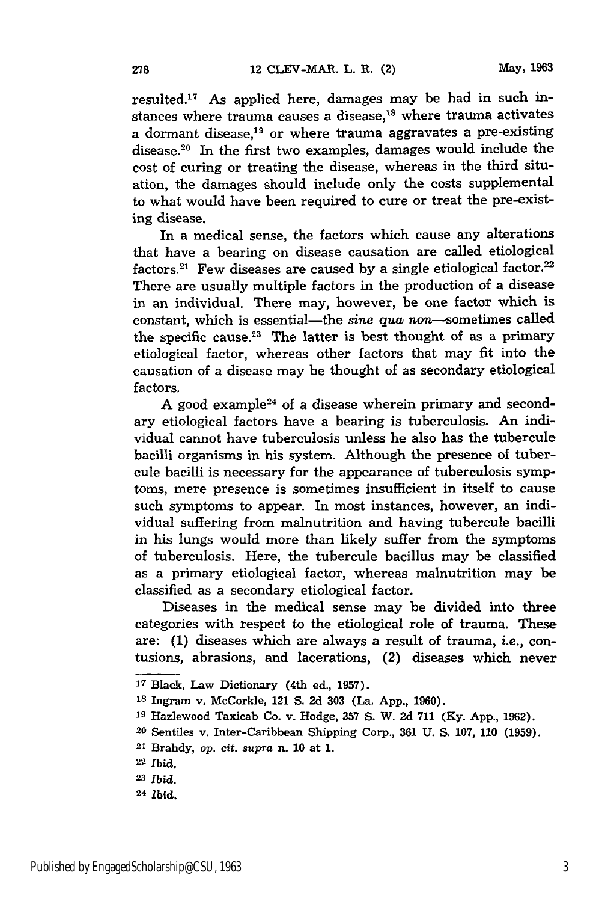resulted.[17] As applied here, damages may be had in such instances where trauma causes a disease,[18] where trauma activates a dormant disease,[19] or where trauma aggravates a pre-existing disease.[20] In the first two examples, damages would include the cost of curing or treating the disease, whereas in the third situation, the damages should include only the costs supplemental to what would have been required to cure or treat the pre-existing disease.

In a medical sense, the factors which cause any alterations that have a bearing on disease causation are called etiological factors.[21] Few diseases are caused by a single etiological factor.[22] There are usually multiple factors in the production of a disease in an individual. There may, however, be one factor which is constant, which is essential—the *sine qua non*—sometimes called the specific cause.[23] The latter is best thought of as a primary etiological factor, whereas other factors that may fit into the causation of a disease may be thought of as secondary etiological factors.

A good example[24] of a disease wherein primary and secondary etiological factors have a bearing is tuberculosis. An individual cannot have tuberculosis unless he also has the tubercule bacilli organisms in his system. Although the presence of tubercule bacilli is necessary for the appearance of tuberculosis symptoms, mere presence is sometimes insufficient in itself to cause such symptoms to appear. In most instances, however, an individual suffering from malnutrition and having tubercule bacilli in his lungs would more than likely suffer from the symptoms of tuberculosis. Here, the tubercule bacillus may be classified as a primary etiological factor, whereas malnutrition may be classified as a secondary etiological factor.

Diseases in the medical sense may be divided into three categories with respect to the etiological role of trauma. These are: (1) diseases which are always a result of trauma, *i.e.*, contusions, abrasions, and lacerations, (2) diseases which never

---

[17] Black, Law Dictionary (4th ed., 1957).

[18] Ingram v. McCorkle, 121 S. 2d 303 (La. App., 1960).

[19] Hazlewood Taxicab Co. v. Hodge, 357 S. W. 2d 711 (Ky. App., 1962).

[20] Sentiles v. Inter-Caribbean Shipping Corp., 361 U. S. 107, 110 (1959).

[21] Brahdy, *op. cit. supra* n. 10 at 1.

[22] *Ibid.*

[23] *Ibid.*

[24] *Ibid.*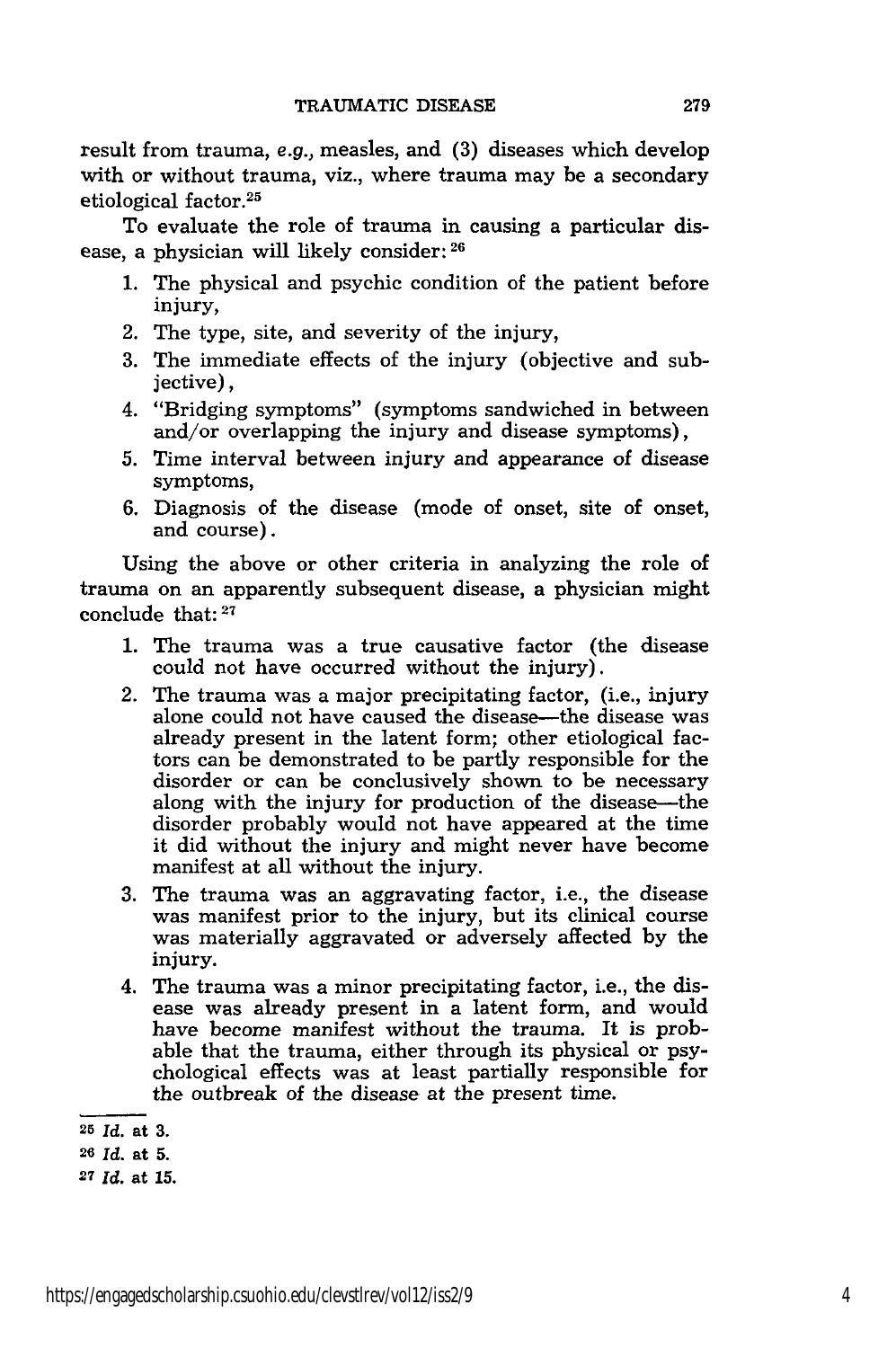result from trauma, *e.g.,* measles, and (3) diseases which develop with or without trauma, viz., where trauma may be a secondary etiological factor.[25]

To evaluate the role of trauma in causing a particular disease, a physician will likely consider: [26]

1. The physical and psychic condition of the patient before injury,
2. The type, site, and severity of the injury,
3. The immediate effects of the injury (objective and subjective),
4. "Bridging symptoms" (symptoms sandwiched in between and/or overlapping the injury and disease symptoms),
5. Time interval between injury and appearance of disease symptoms,
6. Diagnosis of the disease (mode of onset, site of onset, and course).

Using the above or other criteria in analyzing the role of trauma on an apparently subsequent disease, a physician might conclude that: [27]

1. The trauma was a true causative factor (the disease could not have occurred without the injury).
2. The trauma was a major precipitating factor, (i.e., injury alone could not have caused the disease—the disease was already present in the latent form; other etiological factors can be demonstrated to be partly responsible for the disorder or can be conclusively shown to be necessary along with the injury for production of the disease—the disorder probably would not have appeared at the time it did without the injury and might never have become manifest at all without the injury.
3. The trauma was an aggravating factor, i.e., the disease was manifest prior to the injury, but its clinical course was materially aggravated or adversely affected by the injury.
4. The trauma was a minor precipitating factor, i.e., the disease was already present in a latent form, and would have become manifest without the trauma. It is probable that the trauma, either through its physical or psychological effects was at least partially responsible for the outbreak of the disease at the present time.

---

[25] *Id.* at 3.

[26] *Id.* at 5.

[27] *Id.* at 15.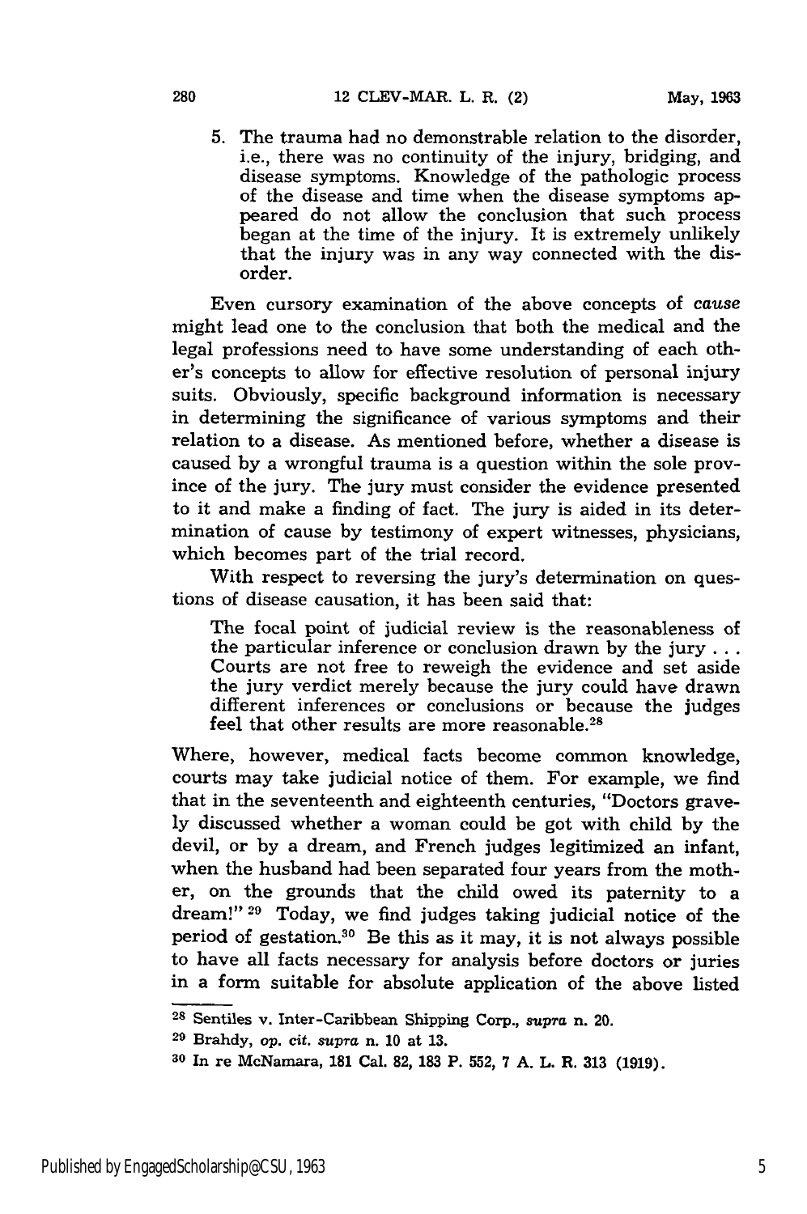5. The trauma had no demonstrable relation to the disorder, i.e., there was no continuity of the injury, bridging, and disease symptoms. Knowledge of the pathologic process of the disease and time when the disease symptoms appeared do not allow the conclusion that such process began at the time of the injury. It is extremely unlikely that the injury was in any way connected with the disorder.

Even cursory examination of the above concepts of *cause* might lead one to the conclusion that both the medical and the legal professions need to have some understanding of each other's concepts to allow for effective resolution of personal injury suits. Obviously, specific background information is necessary in determining the significance of various symptoms and their relation to a disease. As mentioned before, whether a disease is caused by a wrongful trauma is a question within the sole province of the jury. The jury must consider the evidence presented to it and make a finding of fact. The jury is aided in its determination of cause by testimony of expert witnesses, physicians, which becomes part of the trial record.

With respect to reversing the jury's determination on questions of disease causation, it has been said that:

> The focal point of judicial review is the reasonableness of the particular inference or conclusion drawn by the jury . . . Courts are not free to reweigh the evidence and set aside the jury verdict merely because the jury could have drawn different inferences or conclusions or because the judges feel that other results are more reasonable.[28]

Where, however, medical facts become common knowledge, courts may take judicial notice of them. For example, we find that in the seventeenth and eighteenth centuries, "Doctors gravely discussed whether a woman could be got with child by the devil, or by a dream, and French judges legitimized an infant, when the husband had been separated four years from the mother, on the grounds that the child owed its paternity to a dream!"[29] Today, we find judges taking judicial notice of the period of gestation.[30] Be this as it may, it is not always possible to have all facts necessary for analysis before doctors or juries in a form suitable for absolute application of the above listed

---

[28] Sentiles v. Inter-Caribbean Shipping Corp., *supra* n. 20.

[29] Brahdy, *op. cit. supra* n. 10 at 13.

[30] In re McNamara, 181 Cal. 82, 183 P. 552, 7 A. L. R. 313 (1919).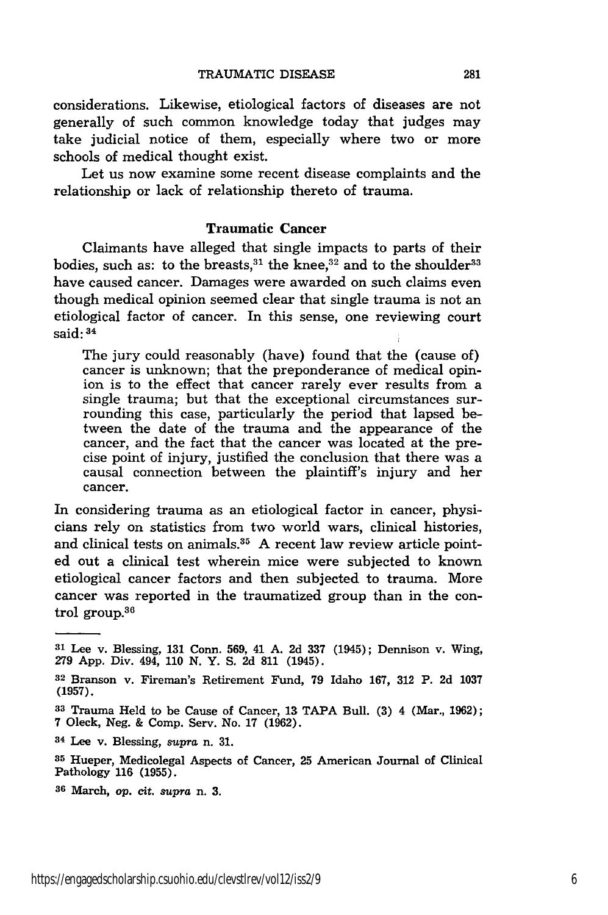considerations. Likewise, etiological factors of diseases are not generally of such common knowledge today that judges may take judicial notice of them, especially where two or more schools of medical thought exist.

Let us now examine some recent disease complaints and the relationship or lack of relationship thereto of trauma.

### Traumatic Cancer

Claimants have alleged that single impacts to parts of their bodies, such as: to the breasts,[31] the knee,[32] and to the shoulder[33] have caused cancer. Damages were awarded on such claims even though medical opinion seemed clear that single trauma is not an etiological factor of cancer. In this sense, one reviewing court said: [34]

> The jury could reasonably (have) found that the (cause of) cancer is unknown; that the preponderance of medical opinion is to the effect that cancer rarely ever results from a single trauma; but that the exceptional circumstances surrounding this case, particularly the period that lapsed between the date of the trauma and the appearance of the cancer, and the fact that the cancer was located at the precise point of injury, justified the conclusion that there was a causal connection between the plaintiff's injury and her cancer.

In considering trauma as an etiological factor in cancer, physicians rely on statistics from two world wars, clinical histories, and clinical tests on animals.[35] A recent law review article pointed out a clinical test wherein mice were subjected to known etiological cancer factors and then subjected to trauma. More cancer was reported in the traumatized group than in the control group.[36]

---

[31] Lee v. Blessing, 131 Conn. 569, 41 A. 2d 337 (1945); Dennison v. Wing, 279 App. Div. 494, 110 N. Y. S. 2d 811 (1945).

[32] Branson v. Fireman's Retirement Fund, 79 Idaho 167, 312 P. 2d 1037 (1957).

[33] Trauma Held to be Cause of Cancer, 13 TAPA Bull. (3) 4 (Mar., 1962); 7 Oleck, Neg. & Comp. Serv. No. 17 (1962).

[34] Lee v. Blessing, *supra* n. 31.

[35] Hueper, Medicolegal Aspects of Cancer, 25 American Journal of Clinical Pathology 116 (1955).

[36] March, *op. cit. supra* n. 3.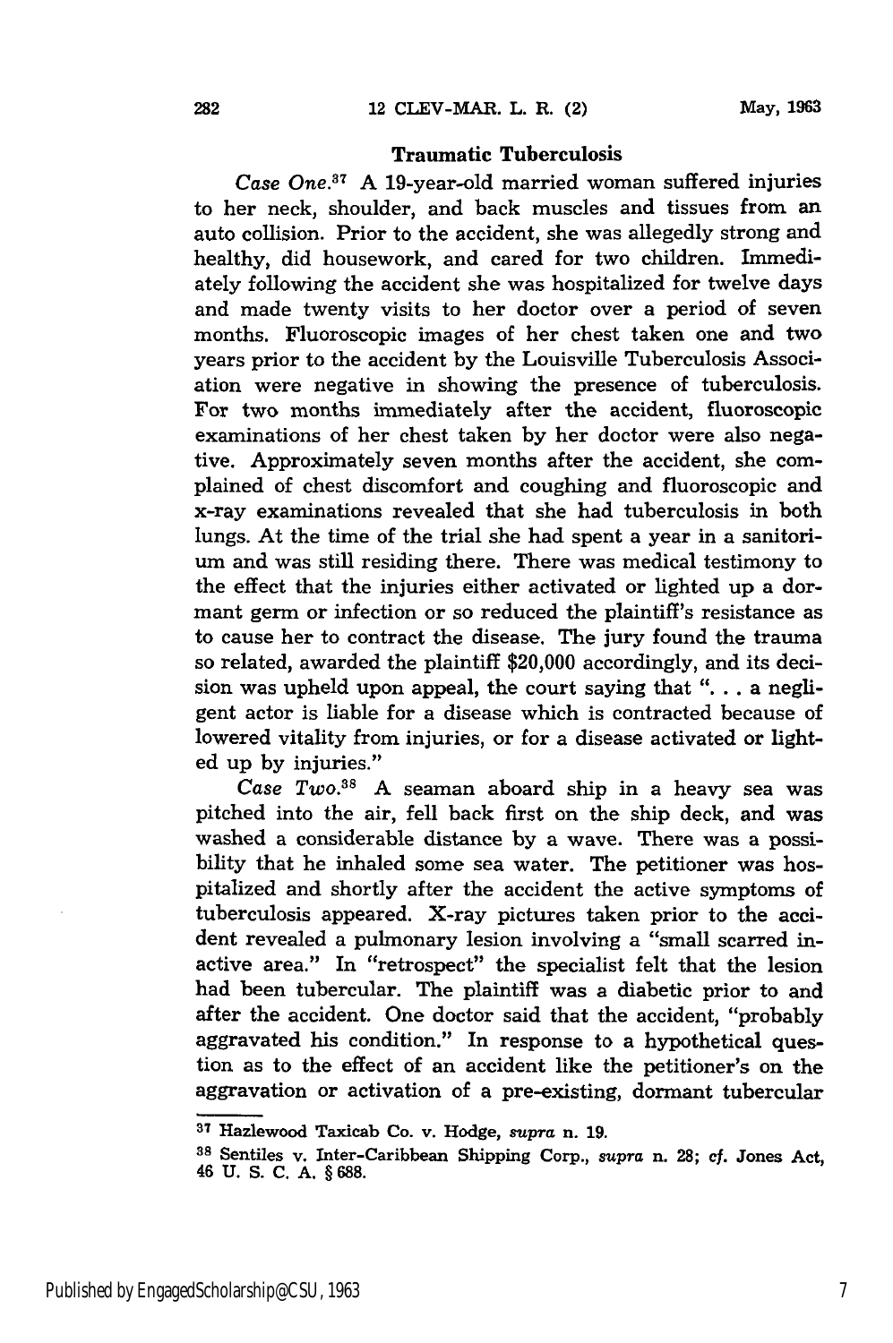### Traumatic Tuberculosis

*Case One.*[37] A 19-year-old married woman suffered injuries to her neck, shoulder, and back muscles and tissues from an auto collision. Prior to the accident, she was allegedly strong and healthy, did housework, and cared for two children. Immediately following the accident she was hospitalized for twelve days and made twenty visits to her doctor over a period of seven months. Fluoroscopic images of her chest taken one and two years prior to the accident by the Louisville Tuberculosis Association were negative in showing the presence of tuberculosis. For two months immediately after the accident, fluoroscopic examinations of her chest taken by her doctor were also negative. Approximately seven months after the accident, she complained of chest discomfort and coughing and fluoroscopic and x-ray examinations revealed that she had tuberculosis in both lungs. At the time of the trial she had spent a year in a sanitorium and was still residing there. There was medical testimony to the effect that the injuries either activated or lighted up a dormant germ or infection or so reduced the plaintiff's resistance as to cause her to contract the disease. The jury found the trauma so related, awarded the plaintiff $20,000 accordingly, and its decision was upheld upon appeal, the court saying that "... a negligent actor is liable for a disease which is contracted because of lowered vitality from injuries, or for a disease activated or lighted up by injuries."

*Case Two.*[38] A seaman aboard ship in a heavy sea was pitched into the air, fell back first on the ship deck, and was washed a considerable distance by a wave. There was a possibility that he inhaled some sea water. The petitioner was hospitalized and shortly after the accident the active symptoms of tuberculosis appeared. X-ray pictures taken prior to the accident revealed a pulmonary lesion involving a "small scarred inactive area." In "retrospect" the specialist felt that the lesion had been tubercular. The plaintiff was a diabetic prior to and after the accident. One doctor said that the accident, "probably aggravated his condition." In response to a hypothetical question as to the effect of an accident like the petitioner's on the aggravation or activation of a pre-existing, dormant tubercular

---

[37] Hazlewood Taxicab Co. v. Hodge, *supra* n. 19.

[38] Sentiles v. Inter-Caribbean Shipping Corp., *supra* n. 28; *cf.* Jones Act, 46 U. S. C. A. § 688.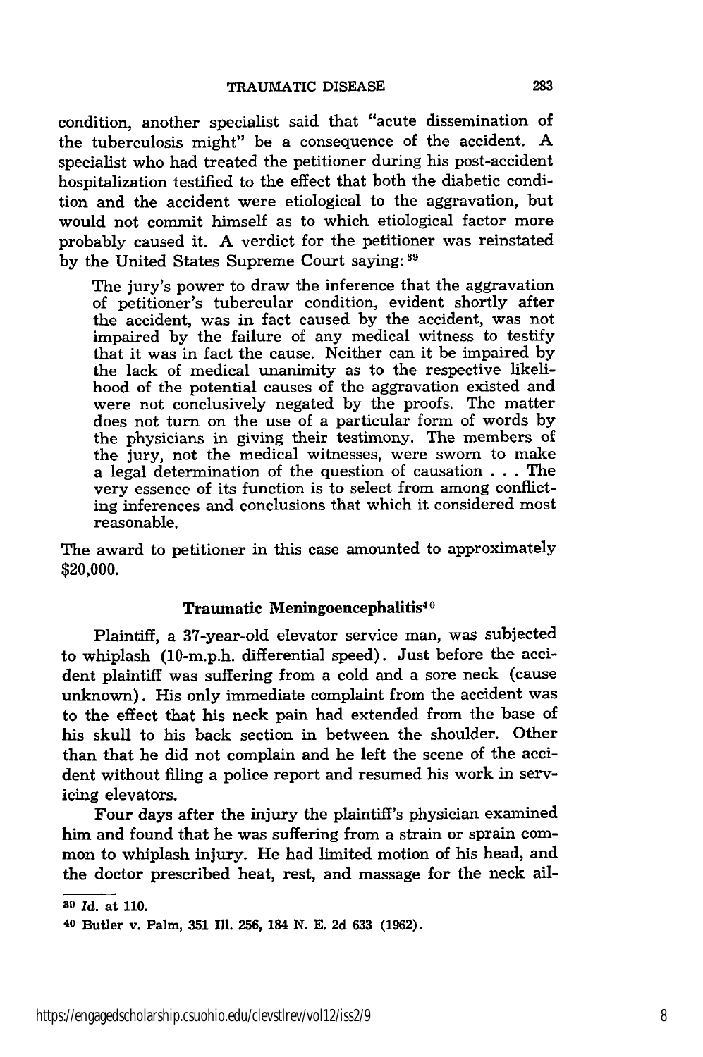condition, another specialist said that "acute dissemination of the tuberculosis might" be a consequence of the accident. A specialist who had treated the petitioner during his post-accident hospitalization testified to the effect that both the diabetic condition and the accident were etiological to the aggravation, but would not commit himself as to which etiological factor more probably caused it. A verdict for the petitioner was reinstated by the United States Supreme Court saying: [39]

> The jury's power to draw the inference that the aggravation of petitioner's tubercular condition, evident shortly after the accident, was in fact caused by the accident, was not impaired by the failure of any medical witness to testify that it was in fact the cause. Neither can it be impaired by the lack of medical unanimity as to the respective likelihood of the potential causes of the aggravation existed and were not conclusively negated by the proofs. The matter does not turn on the use of a particular form of words by the physicians in giving their testimony. The members of the jury, not the medical witnesses, were sworn to make a legal determination of the question of causation . . . The very essence of its function is to select from among conflicting inferences and conclusions that which it considered most reasonable.

The award to petitioner in this case amounted to approximately $20,000.

### Traumatic Meningoencephalitis[40]

Plaintiff, a 37-year-old elevator service man, was subjected to whiplash (10-m.p.h. differential speed). Just before the accident plaintiff was suffering from a cold and a sore neck (cause unknown). His only immediate complaint from the accident was to the effect that his neck pain had extended from the base of his skull to his back section in between the shoulder. Other than that he did not complain and he left the scene of the accident without filing a police report and resumed his work in servicing elevators.

Four days after the injury the plaintiff's physician examined him and found that he was suffering from a strain or sprain common to whiplash injury. He had limited motion of his head, and the doctor prescribed heat, rest, and massage for the neck ail-

---

[39] *Id.* at 110.

[40] Butler v. Palm, 351 Ill. 256, 184 N. E. 2d 633 (1962).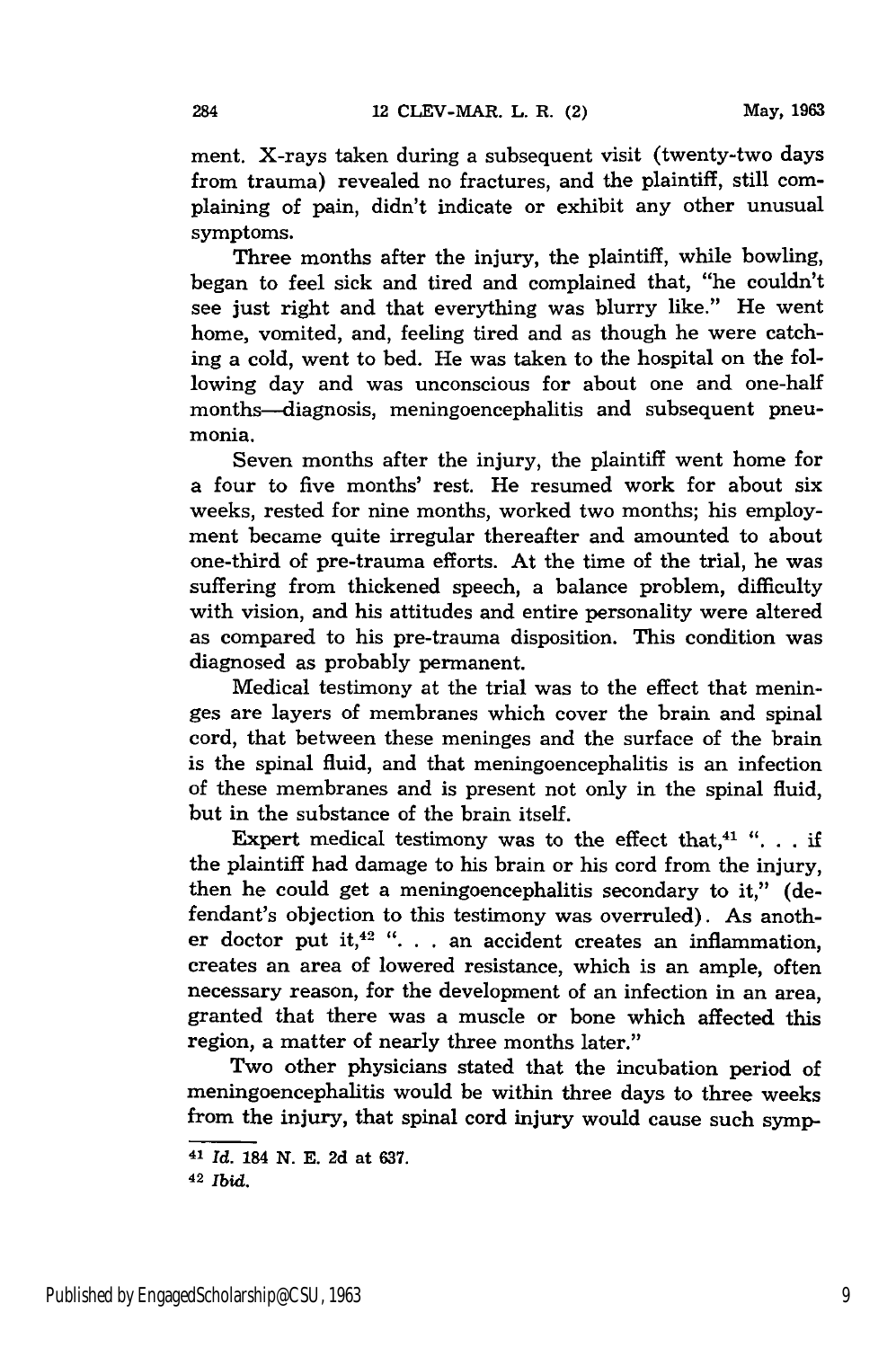ment. X-rays taken during a subsequent visit (twenty-two days from trauma) revealed no fractures, and the plaintiff, still complaining of pain, didn't indicate or exhibit any other unusual symptoms.

Three months after the injury, the plaintiff, while bowling, began to feel sick and tired and complained that, "he couldn't see just right and that everything was blurry like." He went home, vomited, and, feeling tired and as though he were catching a cold, went to bed. He was taken to the hospital on the following day and was unconscious for about one and one-half months—diagnosis, meningoencephalitis and subsequent pneumonia.

Seven months after the injury, the plaintiff went home for a four to five months' rest. He resumed work for about six weeks, rested for nine months, worked two months; his employment became quite irregular thereafter and amounted to about one-third of pre-trauma efforts. At the time of the trial, he was suffering from thickened speech, a balance problem, difficulty with vision, and his attitudes and entire personality were altered as compared to his pre-trauma disposition. This condition was diagnosed as probably permanent.

Medical testimony at the trial was to the effect that meninges are layers of membranes which cover the brain and spinal cord, that between these meninges and the surface of the brain is the spinal fluid, and that meningoencephalitis is an infection of these membranes and is present not only in the spinal fluid, but in the substance of the brain itself.

Expert medical testimony was to the effect that,[41] ". . . if the plaintiff had damage to his brain or his cord from the injury, then he could get a meningoencephalitis secondary to it," (defendant's objection to this testimony was overruled). As another doctor put it,[42] ". . . an accident creates an inflammation, creates an area of lowered resistance, which is an ample, often necessary reason, for the development of an infection in an area, granted that there was a muscle or bone which affected this region, a matter of nearly three months later."

Two other physicians stated that the incubation period of meningoencephalitis would be within three days to three weeks from the injury, that spinal cord injury would cause such symp-

---

[41] *Id.* 184 N. E. 2d at 637.

[42] *Ibid.*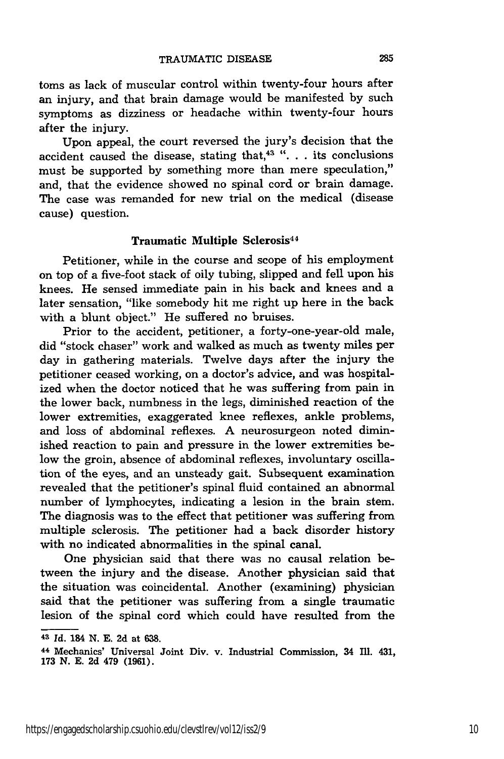toms as lack of muscular control within twenty-four hours after an injury, and that brain damage would be manifested by such symptoms as dizziness or headache within twenty-four hours after the injury.

Upon appeal, the court reversed the jury's decision that the accident caused the disease, stating that,[43] ". . . its conclusions must be supported by something more than mere speculation," and, that the evidence showed no spinal cord or brain damage. The case was remanded for new trial on the medical (disease cause) question.

### Traumatic Multiple Sclerosis[44]

Petitioner, while in the course and scope of his employment on top of a five-foot stack of oily tubing, slipped and fell upon his knees. He sensed immediate pain in his back and knees and a later sensation, "like somebody hit me right up here in the back with a blunt object." He suffered no bruises.

Prior to the accident, petitioner, a forty-one-year-old male, did "stock chaser" work and walked as much as twenty miles per day in gathering materials. Twelve days after the injury the petitioner ceased working, on a doctor's advice, and was hospitalized when the doctor noticed that he was suffering from pain in the lower back, numbness in the legs, diminished reaction of the lower extremities, exaggerated knee reflexes, ankle problems, and loss of abdominal reflexes. A neurosurgeon noted diminished reaction to pain and pressure in the lower extremities below the groin, absence of abdominal reflexes, involuntary oscillation of the eyes, and an unsteady gait. Subsequent examination revealed that the petitioner's spinal fluid contained an abnormal number of lymphocytes, indicating a lesion in the brain stem. The diagnosis was to the effect that petitioner was suffering from multiple sclerosis. The petitioner had a back disorder history with no indicated abnormalities in the spinal canal.

One physician said that there was no causal relation between the injury and the disease. Another physician said that the situation was coincidental. Another (examining) physician said that the petitioner was suffering from a single traumatic lesion of the spinal cord which could have resulted from the

---

[43] *Id.* 184 N. E. 2d at 638.

[44] Mechanics' Universal Joint Div. v. Industrial Commission, 34 Ill. 431, 173 N. E. 2d 479 (1961).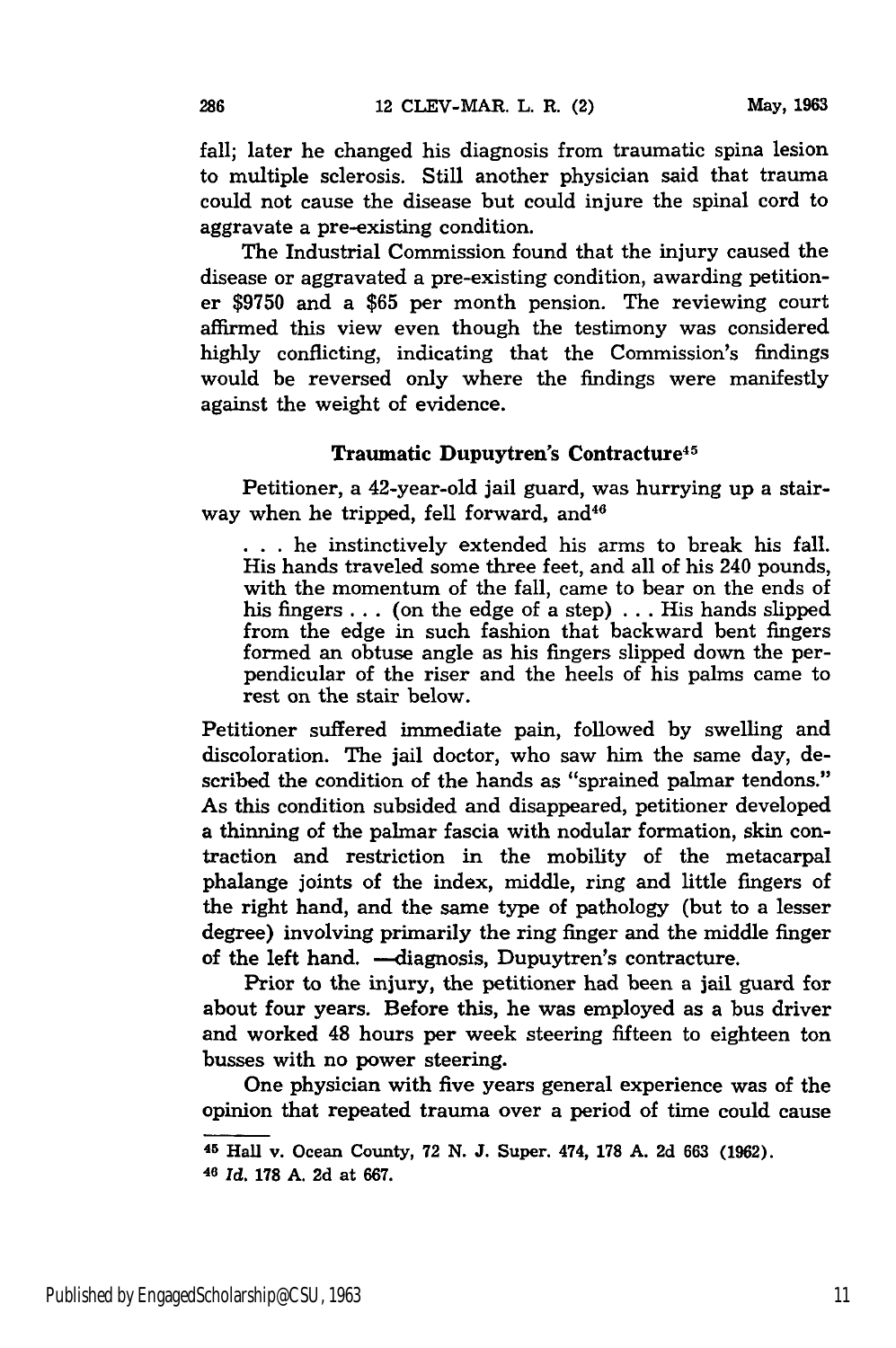fall; later he changed his diagnosis from traumatic spina lesion to multiple sclerosis. Still another physician said that trauma could not cause the disease but could injure the spinal cord to aggravate a pre-existing condition.

The Industrial Commission found that the injury caused the disease or aggravated a pre-existing condition, awarding petitioner $9750 and a $65 per month pension. The reviewing court affirmed this view even though the testimony was considered highly conflicting, indicating that the Commission's findings would be reversed only where the findings were manifestly against the weight of evidence.

### Traumatic Dupuytren's Contracture[45]

Petitioner, a 42-year-old jail guard, was hurrying up a stairway when he tripped, fell forward, and[46]

> . . . he instinctively extended his arms to break his fall. His hands traveled some three feet, and all of his 240 pounds, with the momentum of the fall, came to bear on the ends of his fingers . . . (on the edge of a step) . . . His hands slipped from the edge in such fashion that backward bent fingers formed an obtuse angle as his fingers slipped down the perpendicular of the riser and the heels of his palms came to rest on the stair below.

Petitioner suffered immediate pain, followed by swelling and discoloration. The jail doctor, who saw him the same day, described the condition of the hands as "sprained palmar tendons." As this condition subsided and disappeared, petitioner developed a thinning of the palmar fascia with nodular formation, skin contraction and restriction in the mobility of the metacarpal phalange joints of the index, middle, ring and little fingers of the right hand, and the same type of pathology (but to a lesser degree) involving primarily the ring finger and the middle finger of the left hand. —diagnosis, Dupuytren's contracture.

Prior to the injury, the petitioner had been a jail guard for about four years. Before this, he was employed as a bus driver and worked 48 hours per week steering fifteen to eighteen ton busses with no power steering.

One physician with five years general experience was of the opinion that repeated trauma over a period of time could cause

---

[45] Hall v. Ocean County, 72 N. J. Super. 474, 178 A. 2d 663 (1962).

[46] *Id.* 178 A. 2d at 667.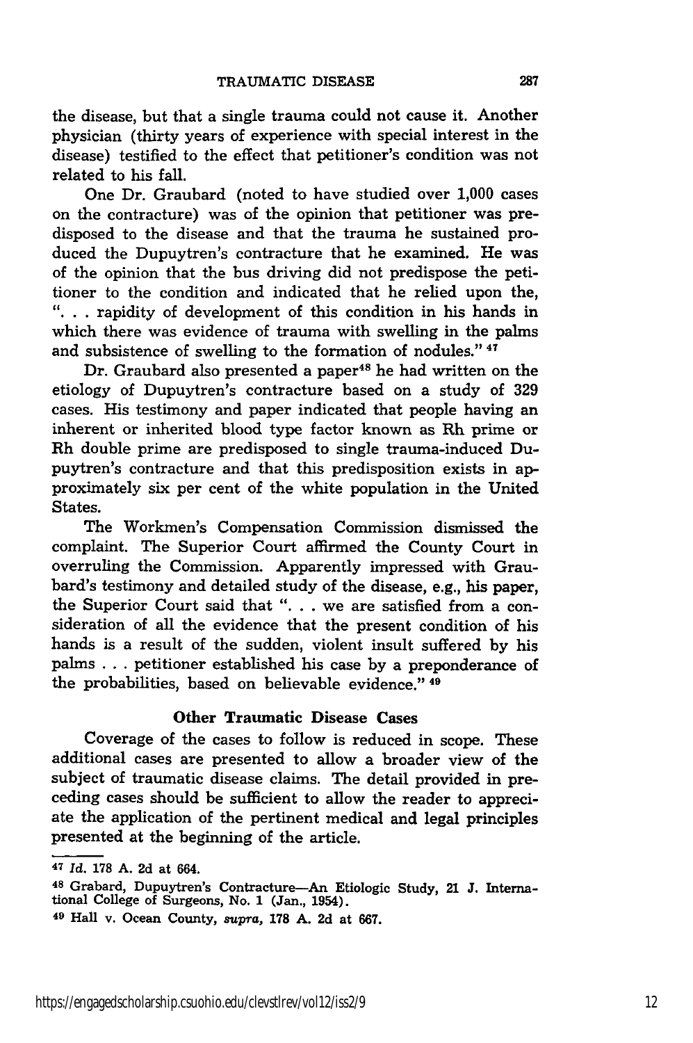the disease, but that a single trauma could not cause it. Another physician (thirty years of experience with special interest in the disease) testified to the effect that petitioner's condition was not related to his fall.

One Dr. Graubard (noted to have studied over 1,000 cases on the contracture) was of the opinion that petitioner was predisposed to the disease and that the trauma he sustained produced the Dupuytren's contracture that he examined. He was of the opinion that the bus driving did not predispose the petitioner to the condition and indicated that he relied upon the, ". . . rapidity of development of this condition in his hands in which there was evidence of trauma with swelling in the palms and subsistence of swelling to the formation of nodules." [47]

Dr. Graubard also presented a paper[48] he had written on the etiology of Dupuytren's contracture based on a study of 329 cases. His testimony and paper indicated that people having an inherent or inherited blood type factor known as Rh prime or Rh double prime are predisposed to single trauma-induced Dupuytren's contracture and that this predisposition exists in approximately six per cent of the white population in the United States.

The Workmen's Compensation Commission dismissed the complaint. The Superior Court affirmed the County Court in overruling the Commission. Apparently impressed with Graubard's testimony and detailed study of the disease, e.g., his paper, the Superior Court said that ". . . we are satisfied from a consideration of all the evidence that the present condition of his hands is a result of the sudden, violent insult suffered by his palms . . . petitioner established his case by a preponderance of the probabilities, based on believable evidence." [49]

### Other Traumatic Disease Cases

Coverage of the cases to follow is reduced in scope. These additional cases are presented to allow a broader view of the subject of traumatic disease claims. The detail provided in preceding cases should be sufficient to allow the reader to appreciate the application of the pertinent medical and legal principles presented at the beginning of the article.

---

[47] *Id.* 178 A. 2d at 664.

[48] Grabard, Dupuytren's Contracture—An Etiologic Study, 21 J. International College of Surgeons, No. 1 (Jan., 1954).

[49] Hall v. Ocean County, *supra,* 178 A. 2d at 667.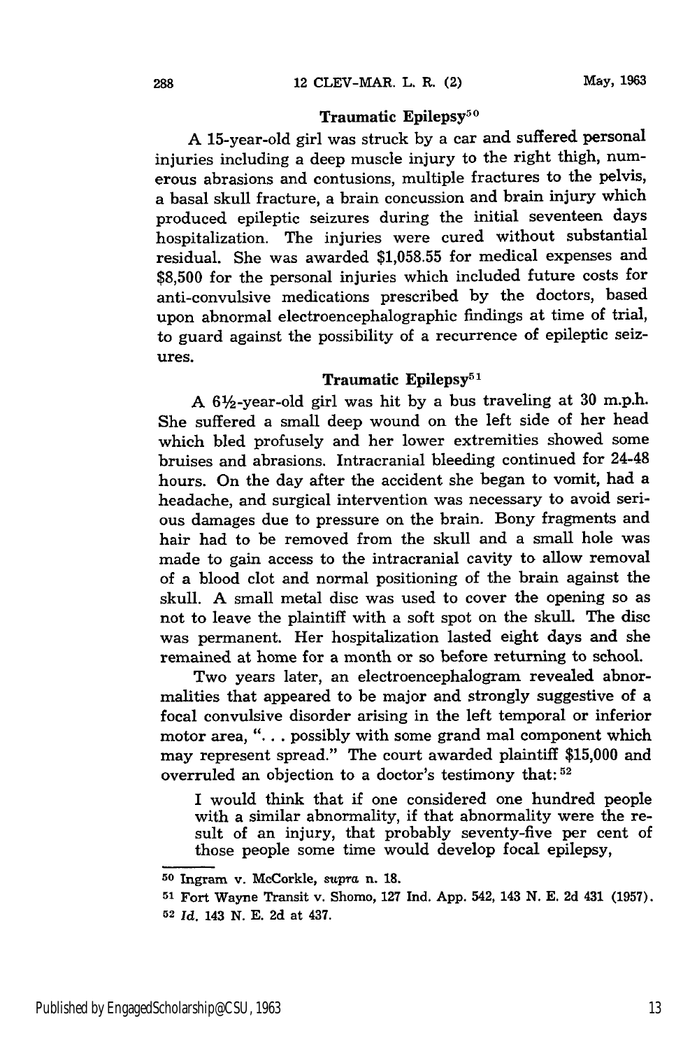### Traumatic Epilepsy[50]

A 15-year-old girl was struck by a car and suffered personal injuries including a deep muscle injury to the right thigh, numerous abrasions and contusions, multiple fractures to the pelvis, a basal skull fracture, a brain concussion and brain injury which produced epileptic seizures during the initial seventeen days hospitalization. The injuries were cured without substantial residual. She was awarded $1,058.55 for medical expenses and $8,500 for the personal injuries which included future costs for anti-convulsive medications prescribed by the doctors, based upon abnormal electroencephalographic findings at time of trial, to guard against the possibility of a recurrence of epileptic seizures.

### Traumatic Epilepsy[51]

A 6½-year-old girl was hit by a bus traveling at 30 m.p.h. She suffered a small deep wound on the left side of her head which bled profusely and her lower extremities showed some bruises and abrasions. Intracranial bleeding continued for 24-48 hours. On the day after the accident she began to vomit, had a headache, and surgical intervention was necessary to avoid serious damages due to pressure on the brain. Bony fragments and hair had to be removed from the skull and a small hole was made to gain access to the intracranial cavity to allow removal of a blood clot and normal positioning of the brain against the skull. A small metal disc was used to cover the opening so as not to leave the plaintiff with a soft spot on the skull. The disc was permanent. Her hospitalization lasted eight days and she remained at home for a month or so before returning to school.

Two years later, an electroencephalogram revealed abnormalities that appeared to be major and strongly suggestive of a focal convulsive disorder arising in the left temporal or inferior motor area, ". . . possibly with some grand mal component which may represent spread." The court awarded plaintiff $15,000 and overruled an objection to a doctor's testimony that:[52]

> I would think that if one considered one hundred people with a similar abnormality, if that abnormality were the result of an injury, that probably seventy-five per cent of those people some time would develop focal epilepsy,

---

[50] Ingram v. McCorkle, *supra* n. 18.

[51] Fort Wayne Transit v. Shomo, 127 Ind. App. 542, 143 N. E. 2d 431 (1957).

[52] *Id.* 143 N. E. 2d at 437.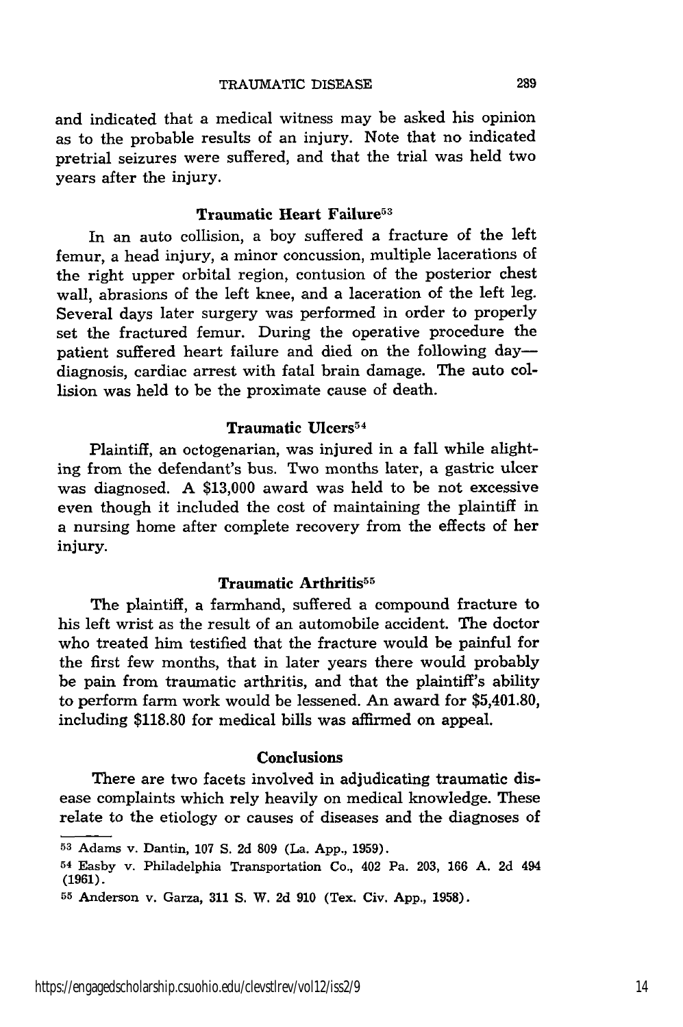and indicated that a medical witness may be asked his opinion as to the probable results of an injury. Note that no indicated pretrial seizures were suffered, and that the trial was held two years after the injury.

### Traumatic Heart Failure[53]

In an auto collision, a boy suffered a fracture of the left femur, a head injury, a minor concussion, multiple lacerations of the right upper orbital region, contusion of the posterior chest wall, abrasions of the left knee, and a laceration of the left leg. Several days later surgery was performed in order to properly set the fractured femur. During the operative procedure the patient suffered heart failure and died on the following day—diagnosis, cardiac arrest with fatal brain damage. The auto collision was held to be the proximate cause of death.

### Traumatic Ulcers[54]

Plaintiff, an octogenarian, was injured in a fall while alighting from the defendant's bus. Two months later, a gastric ulcer was diagnosed. A $13,000 award was held to be not excessive even though it included the cost of maintaining the plaintiff in a nursing home after complete recovery from the effects of her injury.

### Traumatic Arthritis[55]

The plaintiff, a farmhand, suffered a compound fracture to his left wrist as the result of an automobile accident. The doctor who treated him testified that the fracture would be painful for the first few months, that in later years there would probably be pain from traumatic arthritis, and that the plaintiff's ability to perform farm work would be lessened. An award for $5,401.80, including $118.80 for medical bills was affirmed on appeal.

### Conclusions

There are two facets involved in adjudicating traumatic disease complaints which rely heavily on medical knowledge. These relate to the etiology or causes of diseases and the diagnoses of

---

[53] Adams v. Dantin, 107 S. 2d 809 (La. App., 1959).

[54] Easby v. Philadelphia Transportation Co., 402 Pa. 203, 166 A. 2d 494 (1961).

[55] Anderson v. Garza, 311 S. W. 2d 910 (Tex. Civ. App., 1958).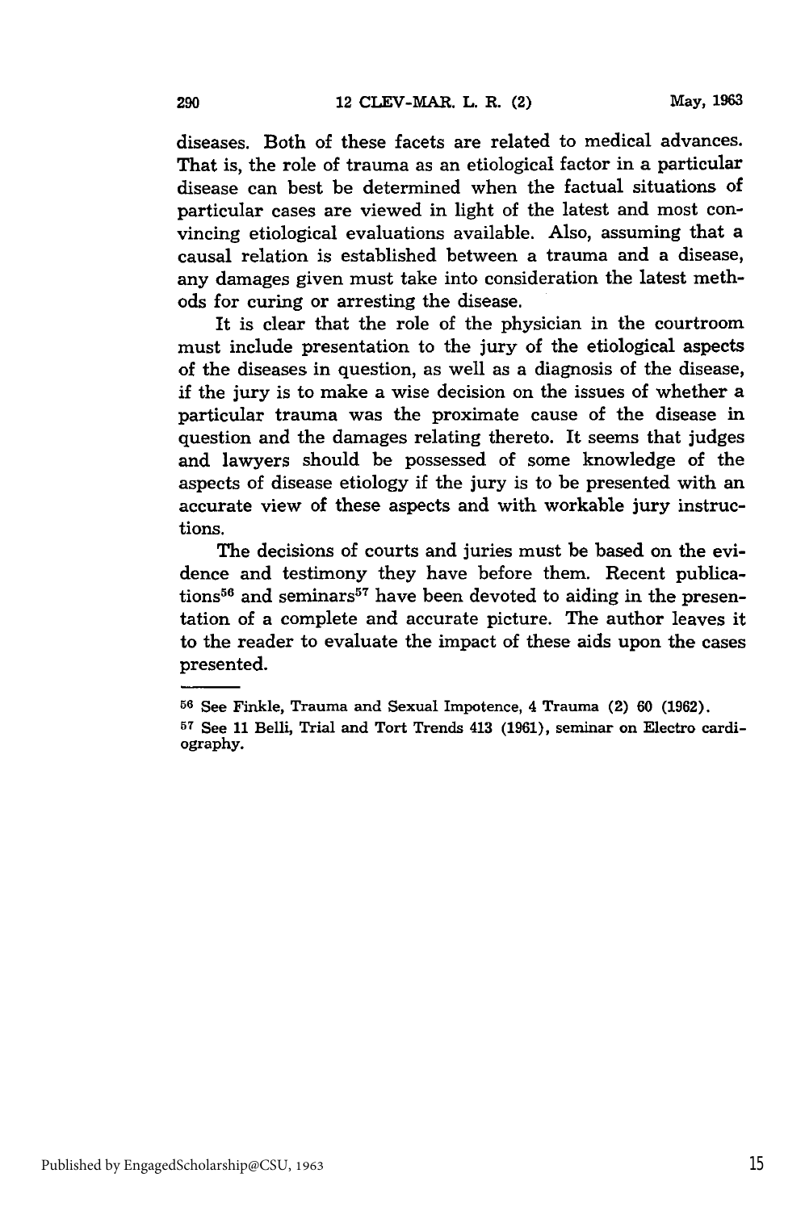diseases. Both of these facets are related to medical advances. That is, the role of trauma as an etiological factor in a particular disease can best be determined when the factual situations of particular cases are viewed in light of the latest and most convincing etiological evaluations available. Also, assuming that a causal relation is established between a trauma and a disease, any damages given must take into consideration the latest methods for curing or arresting the disease.

It is clear that the role of the physician in the courtroom must include presentation to the jury of the etiological aspects of the diseases in question, as well as a diagnosis of the disease, if the jury is to make a wise decision on the issues of whether a particular trauma was the proximate cause of the disease in question and the damages relating thereto. It seems that judges and lawyers should be possessed of some knowledge of the aspects of disease etiology if the jury is to be presented with an accurate view of these aspects and with workable jury instructions.

The decisions of courts and juries must be based on the evidence and testimony they have before them. Recent publications[56] and seminars[57] have been devoted to aiding in the presentation of a complete and accurate picture. The author leaves it to the reader to evaluate the impact of these aids upon the cases presented.

---

[56] See Finkle, Trauma and Sexual Impotence, 4 Trauma (2) 60 (1962).

[57] See 11 Belli, Trial and Tort Trends 413 (1961), seminar on Electro cardiography.